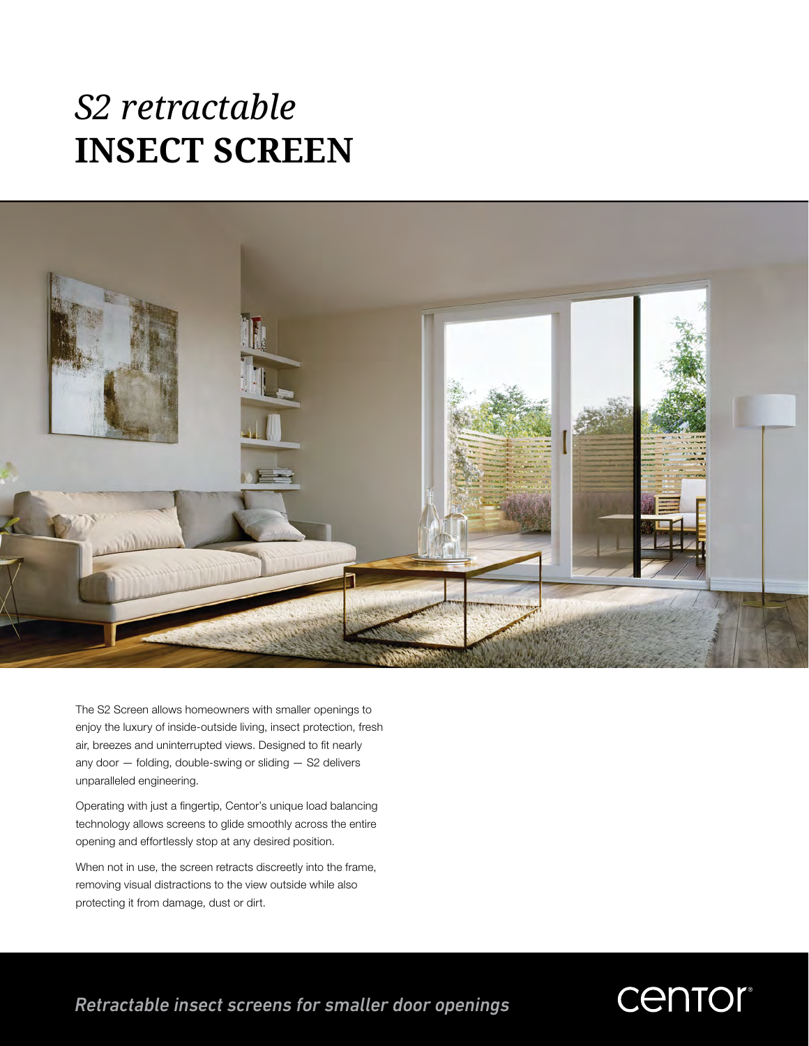# *S2 retractable* **INSECT SCREEN**

The S2 Screen allows homeowners with smaller openings to enjoy the luxury of inside-outside living, insect protection, fresh air, breezes and uninterrupted views. Designed to fit nearly any door — folding, double-swing or sliding — S2 delivers unparalleled engineering.

Operating with just a fingertip, Centor's unique load balancing technology allows screens to glide smoothly across the entire opening and effortlessly stop at any desired position.

When not in use, the screen retracts discreetly into the frame, removing visual distractions to the view outside while also protecting it from damage, dust or dirt.

*Retractable insect screens for smaller door openings*

centor®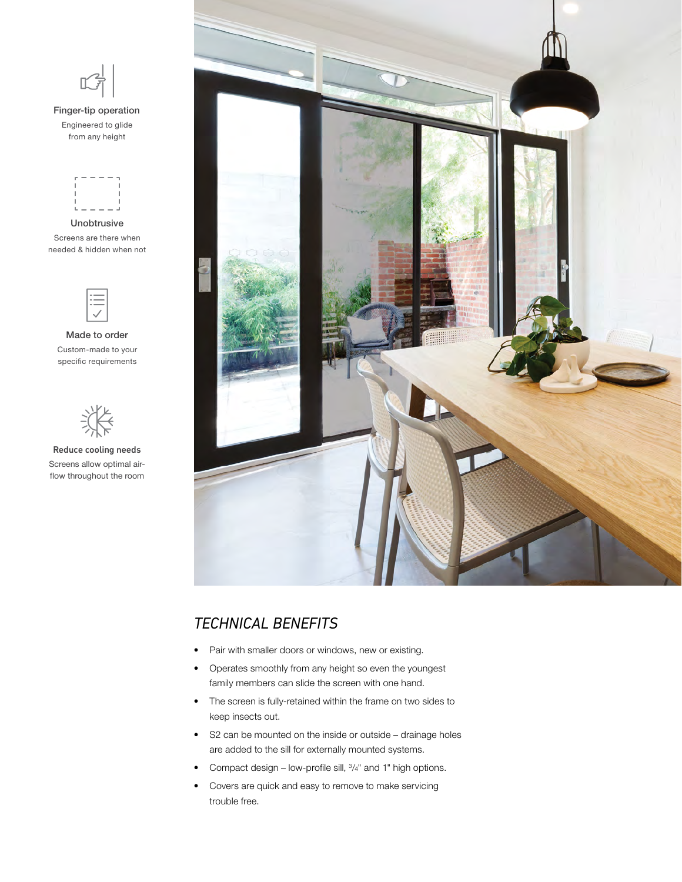**Finger-tip operation**

Engineered to glide from any height

**Unobtrusive**

Screens are there when needed & hidden when not

**Made to order**

Custom-made to your specific requirements

**Reduce cooling needs**

Screens allow optimal air-flow throughout the room

## *TECHNICAL BENEFITS*

- Pair with smaller doors or windows, new or existing.
- Operates smoothly from any height so even the youngest family members can slide the screen with one hand.
- The screen is fully-retained within the frame on two sides to keep insects out.
- S2 can be mounted on the inside or outside – drainage holes are added to the sill for externally mounted systems.
- Compact design – low-profile sill, ¾" and 1" high options.
- Covers are quick and easy to remove to make servicing trouble free.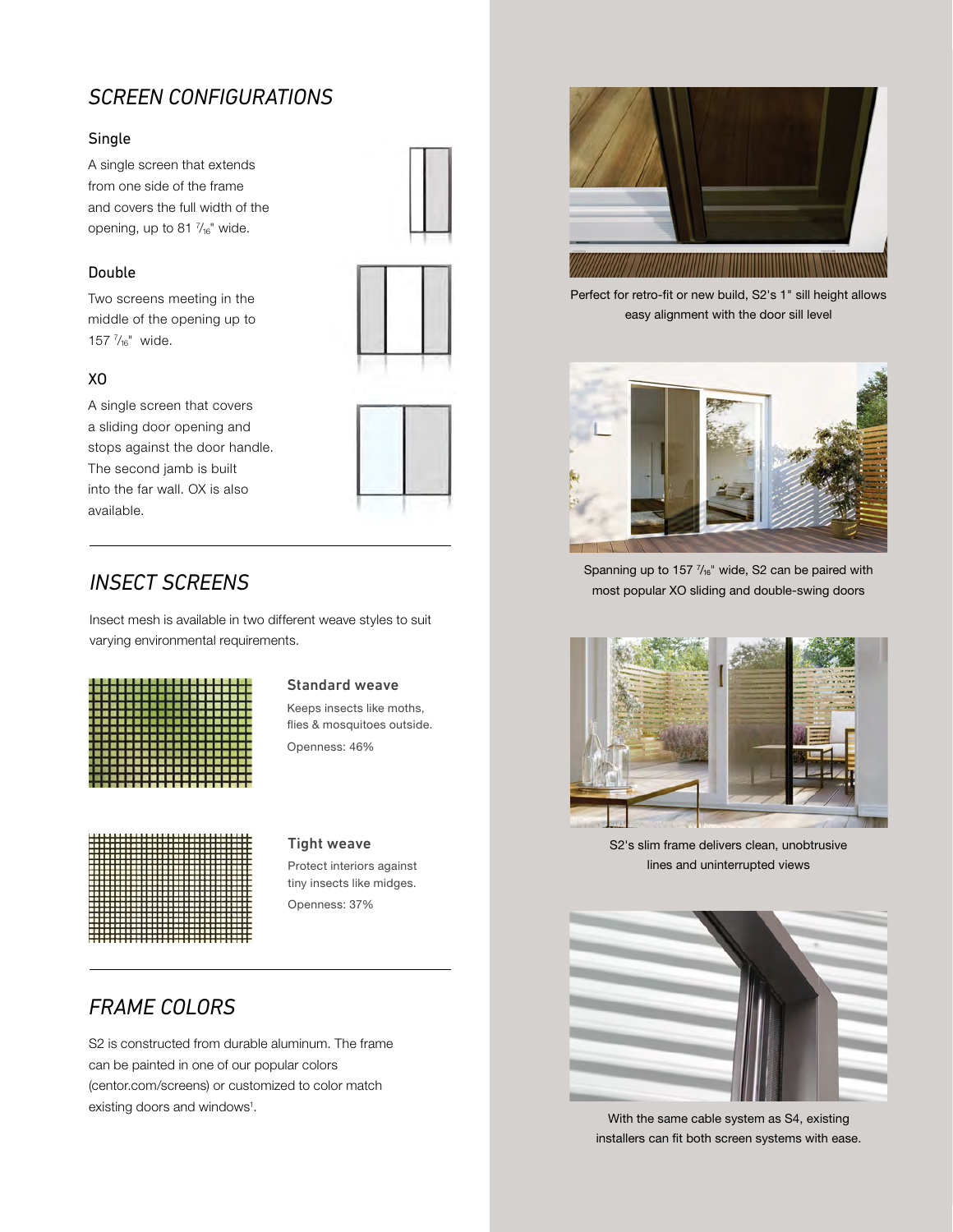## *SCREEN CONFIGURATIONS*

### Single

A single screen that extends from one side of the frame and covers the full width of the opening, up to 81 $^{7}/_{16}$" wide.

### Double

Two screens meeting in the middle of the opening up to 157 $^{7}/_{16}$" wide.

### XO

A single screen that covers a sliding door opening and stops against the door handle. The second jamb is built into the far wall. OX is also available.

## *INSECT SCREENS*

Insect mesh is available in two different weave styles to suit varying environmental requirements.

**Standard weave**

Keeps insects like moths, flies & mosquitoes outside.

Openness: 46%

**Tight weave**

Protect interiors against tiny insects like midges.

Openness: 37%

## *FRAME COLORS*

S2 is constructed from durable aluminum. The frame can be painted in one of our popular colors (centor.com/screens) or customized to color match existing doors and windows[1].

Perfect for retro-fit or new build, S2's 1" sill height allows easy alignment with the door sill level

Spanning up to 157 $^{7}/_{16}$" wide, S2 can be paired with most popular XO sliding and double-swing doors

S2's slim frame delivers clean, unobtrusive lines and uninterrupted views

With the same cable system as S4, existing installers can fit both screen systems with ease.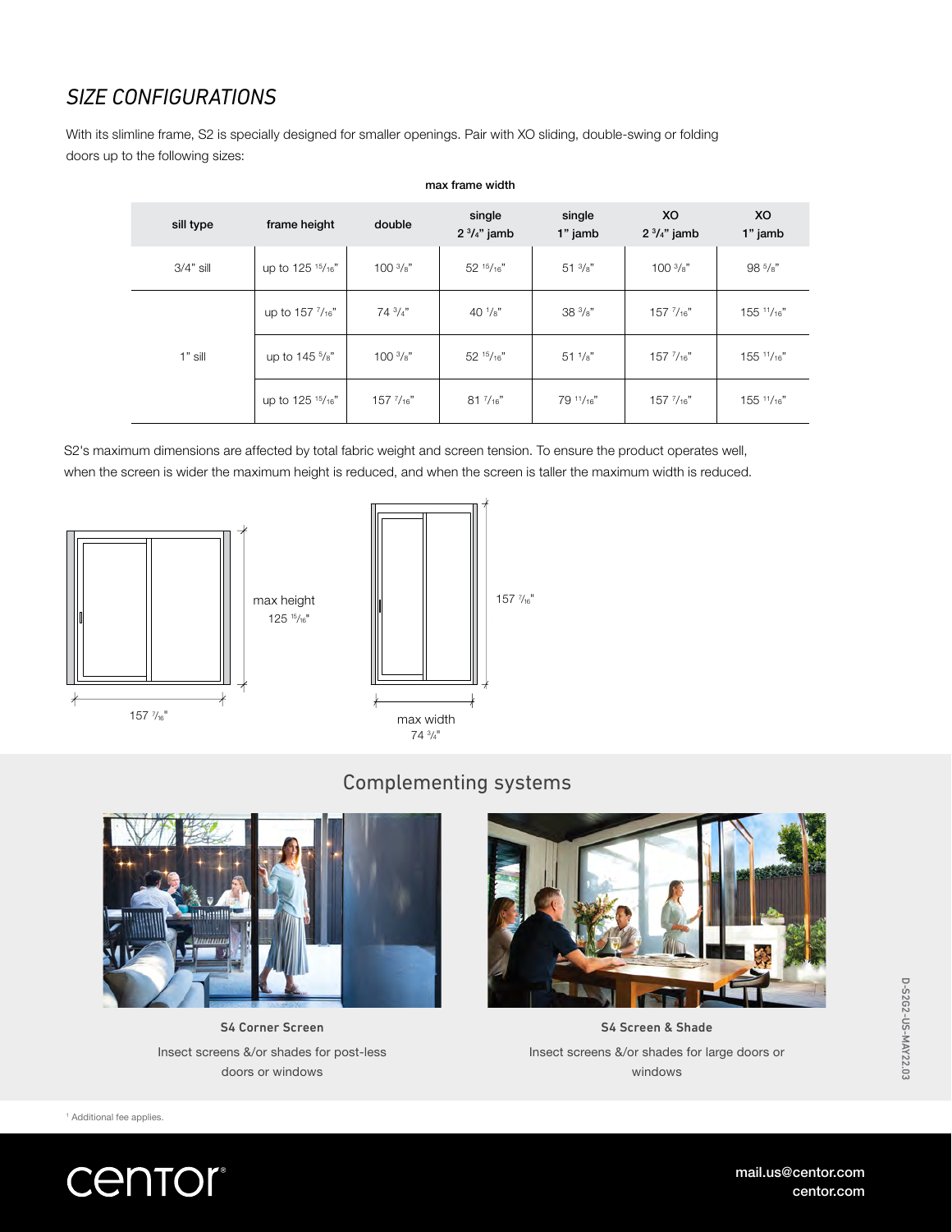## *SIZE CONFIGURATIONS*

With its slimline frame, S2 is specially designed for smaller openings. Pair with XO sliding, double-swing or folding doors up to the following sizes:

| sill type | frame height | max frame width | | | | |
|---|---|---|---|---|---|---|
| | | double | single 2 3/4" jamb | single 1" jamb | XO 2 3/4" jamb | XO 1" jamb |
| 3/4" sill | up to 125 15/16" | 100 3/8" | 52 15/16" | 51 3/8" | 100 3/8" | 98 5/8" |
| 1" sill | up to 157 7/16" | 74 3/4" | 40 1/8" | 38 3/8" | 157 7/16" | 155 11/16" |
| | up to 145 5/8" | 100 3/8" | 52 15/16" | 51 1/8" | 157 7/16" | 155 11/16" |
| | up to 125 15/16" | 157 7/16" | 81 7/16" | 79 11/16" | 157 7/16" | 155 11/16" |

S2's maximum dimensions are affected by total fabric weight and screen tension. To ensure the product operates well, when the screen is wider the maximum height is reduced, and when the screen is taller the maximum width is reduced.

max height
125 15/16"

157 7/16"

157 7/16"

max width
74 3/4"

## Complementing systems

**S4 Corner Screen**

Insect screens &/or shades for post-less doors or windows

**S4 Screen & Shade**

Insect screens &/or shades for large doors or windows

D-S2G2-US-MAY22.03

[1] Additional fee applies.

centor®

mail.us@centor.com
centor.com